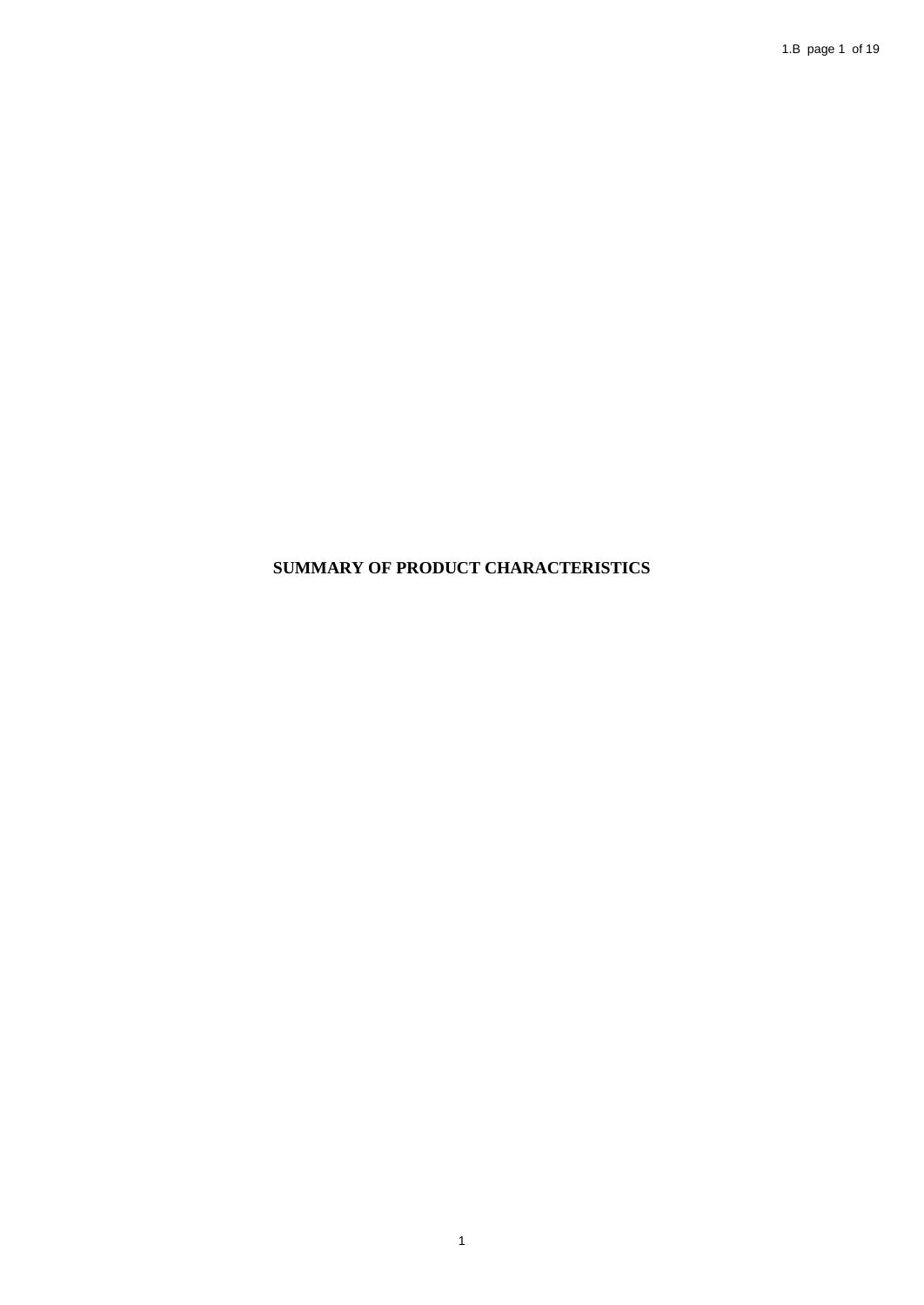# SUMMARY OF PRODUCT CHARACTERISTICS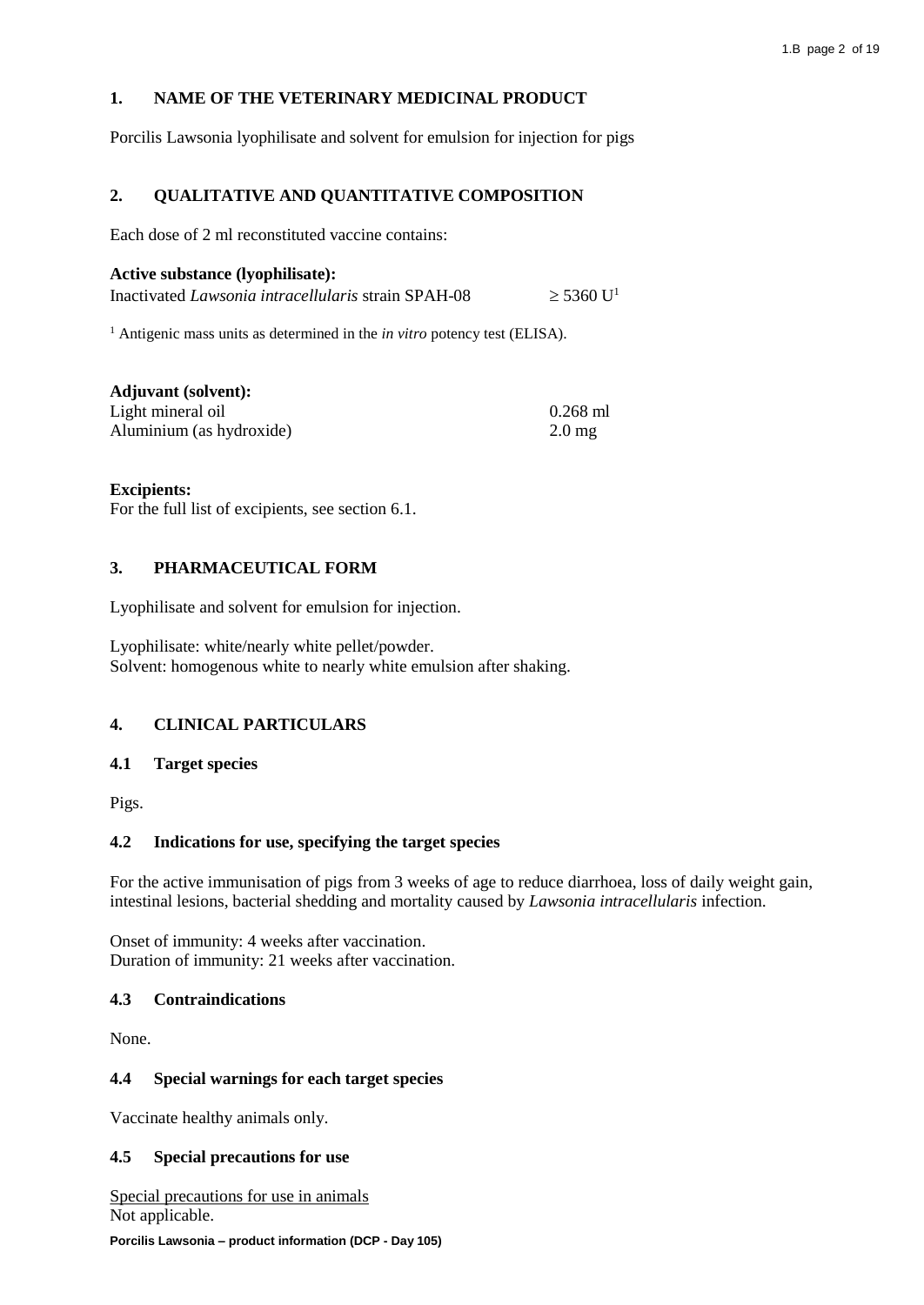## 1. NAME OF THE VETERINARY MEDICINAL PRODUCT

Porcilis Lawsonia lyophilisate and solvent for emulsion for injection for pigs

## 2. QUALITATIVE AND QUANTITATIVE COMPOSITION

Each dose of 2 ml reconstituted vaccine contains:

**Active substance (lyophilisate):**

| | |
|---|---|
| Inactivated *Lawsonia intracellularis* strain SPAH-08 | ≥ 5360 U[1] |

[1] Antigenic mass units as determined in the *in vitro* potency test (ELISA).

**Adjuvant (solvent):**

| | |
|---|---|
| Light mineral oil | 0.268 ml |
| Aluminium (as hydroxide) | 2.0 mg |

**Excipients:**
For the full list of excipients, see section 6.1.

## 3. PHARMACEUTICAL FORM

Lyophilisate and solvent for emulsion for injection.

Lyophilisate: white/nearly white pellet/powder.
Solvent: homogenous white to nearly white emulsion after shaking.

## 4. CLINICAL PARTICULARS

### 4.1 Target species

Pigs.

### 4.2 Indications for use, specifying the target species

For the active immunisation of pigs from 3 weeks of age to reduce diarrhoea, loss of daily weight gain, intestinal lesions, bacterial shedding and mortality caused by *Lawsonia intracellularis* infection.

Onset of immunity: 4 weeks after vaccination.
Duration of immunity: 21 weeks after vaccination.

### 4.3 Contraindications

None.

### 4.4 Special warnings for each target species

Vaccinate healthy animals only.

### 4.5 Special precautions for use

Special precautions for use in animals
Not applicable.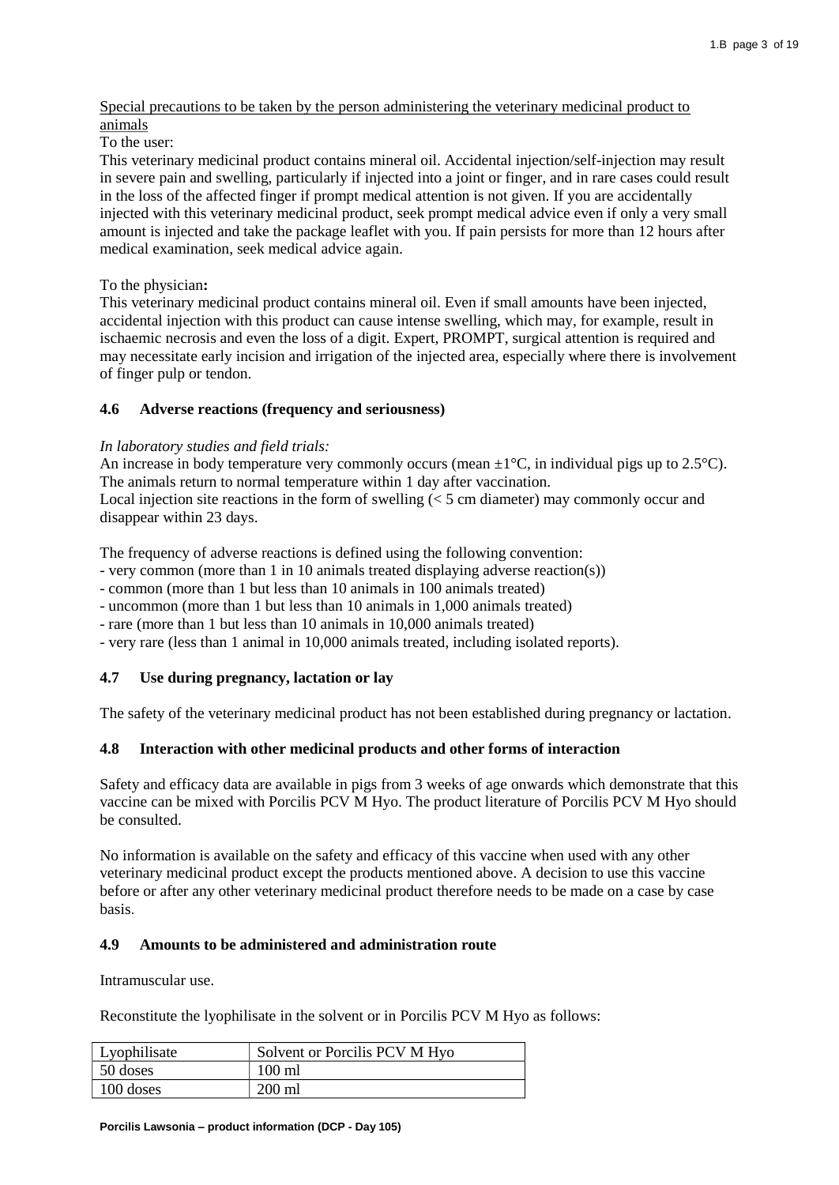Special precautions to be taken by the person administering the veterinary medicinal product to animals

To the user:

This veterinary medicinal product contains mineral oil. Accidental injection/self-injection may result in severe pain and swelling, particularly if injected into a joint or finger, and in rare cases could result in the loss of the affected finger if prompt medical attention is not given. If you are accidentally injected with this veterinary medicinal product, seek prompt medical advice even if only a very small amount is injected and take the package leaflet with you. If pain persists for more than 12 hours after medical examination, seek medical advice again.

To the physician**:**

This veterinary medicinal product contains mineral oil. Even if small amounts have been injected, accidental injection with this product can cause intense swelling, which may, for example, result in ischaemic necrosis and even the loss of a digit. Expert, PROMPT, surgical attention is required and may necessitate early incision and irrigation of the injected area, especially where there is involvement of finger pulp or tendon.

### 4.6 Adverse reactions (frequency and seriousness)

*In laboratory studies and field trials:*

An increase in body temperature very commonly occurs (mean ±1°C, in individual pigs up to 2.5°C). The animals return to normal temperature within 1 day after vaccination.
Local injection site reactions in the form of swelling (< 5 cm diameter) may commonly occur and disappear within 23 days.

The frequency of adverse reactions is defined using the following convention:
- very common (more than 1 in 10 animals treated displaying adverse reaction(s))
- common (more than 1 but less than 10 animals in 100 animals treated)
- uncommon (more than 1 but less than 10 animals in 1,000 animals treated)
- rare (more than 1 but less than 10 animals in 10,000 animals treated)
- very rare (less than 1 animal in 10,000 animals treated, including isolated reports).

### 4.7 Use during pregnancy, lactation or lay

The safety of the veterinary medicinal product has not been established during pregnancy or lactation.

### 4.8 Interaction with other medicinal products and other forms of interaction

Safety and efficacy data are available in pigs from 3 weeks of age onwards which demonstrate that this vaccine can be mixed with Porcilis PCV M Hyo. The product literature of Porcilis PCV M Hyo should be consulted.

No information is available on the safety and efficacy of this vaccine when used with any other veterinary medicinal product except the products mentioned above. A decision to use this vaccine before or after any other veterinary medicinal product therefore needs to be made on a case by case basis.

### 4.9 Amounts to be administered and administration route

Intramuscular use.

Reconstitute the lyophilisate in the solvent or in Porcilis PCV M Hyo as follows:

| Lyophilisate | Solvent or Porcilis PCV M Hyo |
|---|---|
| 50 doses | 100 ml |
| 100 doses | 200 ml |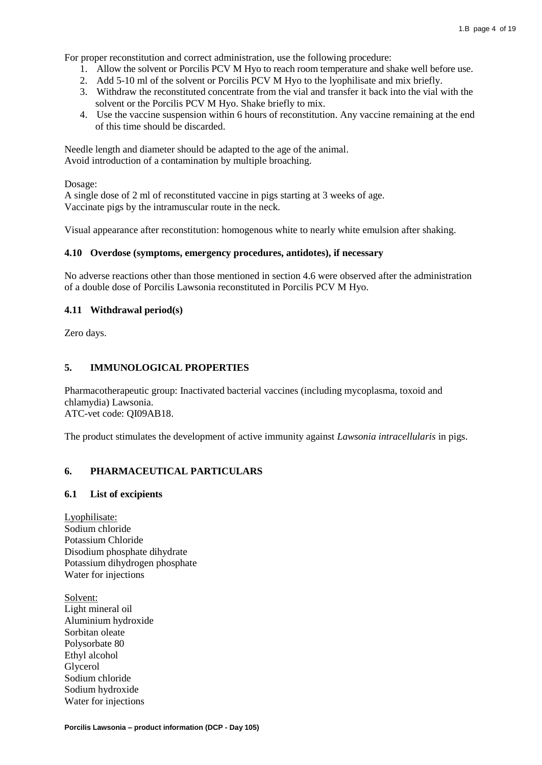For proper reconstitution and correct administration, use the following procedure:

1. Allow the solvent or Porcilis PCV M Hyo to reach room temperature and shake well before use.
2. Add 5-10 ml of the solvent or Porcilis PCV M Hyo to the lyophilisate and mix briefly.
3. Withdraw the reconstituted concentrate from the vial and transfer it back into the vial with the solvent or the Porcilis PCV M Hyo. Shake briefly to mix.
4. Use the vaccine suspension within 6 hours of reconstitution. Any vaccine remaining at the end of this time should be discarded.

Needle length and diameter should be adapted to the age of the animal.
Avoid introduction of a contamination by multiple broaching.

Dosage:
A single dose of 2 ml of reconstituted vaccine in pigs starting at 3 weeks of age.
Vaccinate pigs by the intramuscular route in the neck.

Visual appearance after reconstitution: homogenous white to nearly white emulsion after shaking.

### 4.10 Overdose (symptoms, emergency procedures, antidotes), if necessary

No adverse reactions other than those mentioned in section 4.6 were observed after the administration of a double dose of Porcilis Lawsonia reconstituted in Porcilis PCV M Hyo.

### 4.11 Withdrawal period(s)

Zero days.

## 5. IMMUNOLOGICAL PROPERTIES

Pharmacotherapeutic group: Inactivated bacterial vaccines (including mycoplasma, toxoid and chlamydia) Lawsonia.
ATC-vet code: QI09AB18.

The product stimulates the development of active immunity against *Lawsonia intracellularis* in pigs.

## 6. PHARMACEUTICAL PARTICULARS

### 6.1 List of excipients

Lyophilisate:
Sodium chloride
Potassium Chloride
Disodium phosphate dihydrate
Potassium dihydrogen phosphate
Water for injections

Solvent:
Light mineral oil
Aluminium hydroxide
Sorbitan oleate
Polysorbate 80
Ethyl alcohol
Glycerol
Sodium chloride
Sodium hydroxide
Water for injections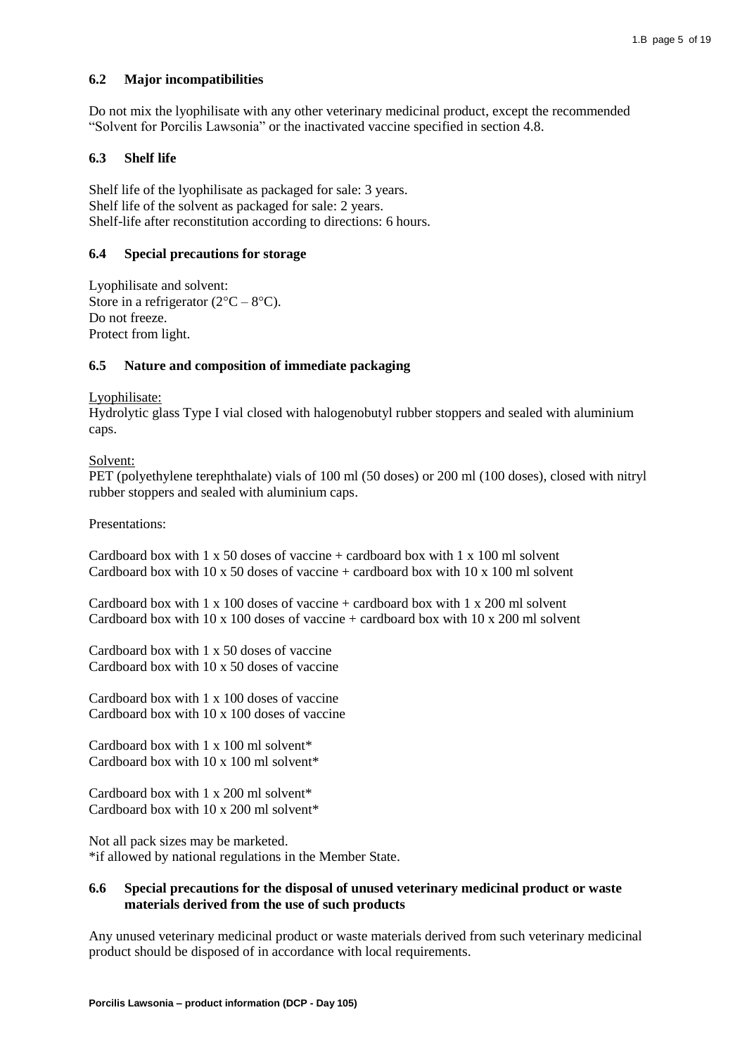### 6.2 Major incompatibilities

Do not mix the lyophilisate with any other veterinary medicinal product, except the recommended "Solvent for Porcilis Lawsonia" or the inactivated vaccine specified in section 4.8.

### 6.3 Shelf life

Shelf life of the lyophilisate as packaged for sale: 3 years.
Shelf life of the solvent as packaged for sale: 2 years.
Shelf-life after reconstitution according to directions: 6 hours.

### 6.4 Special precautions for storage

Lyophilisate and solvent:
Store in a refrigerator (2°C – 8°C).
Do not freeze.
Protect from light.

### 6.5 Nature and composition of immediate packaging

Lyophilisate:
Hydrolytic glass Type I vial closed with halogenobutyl rubber stoppers and sealed with aluminium caps.

Solvent:
PET (polyethylene terephthalate) vials of 100 ml (50 doses) or 200 ml (100 doses), closed with nitryl rubber stoppers and sealed with aluminium caps.

Presentations:

Cardboard box with 1 x 50 doses of vaccine + cardboard box with 1 x 100 ml solvent
Cardboard box with 10 x 50 doses of vaccine + cardboard box with 10 x 100 ml solvent

Cardboard box with 1 x 100 doses of vaccine + cardboard box with 1 x 200 ml solvent
Cardboard box with 10 x 100 doses of vaccine + cardboard box with 10 x 200 ml solvent

Cardboard box with 1 x 50 doses of vaccine
Cardboard box with 10 x 50 doses of vaccine

Cardboard box with 1 x 100 doses of vaccine
Cardboard box with 10 x 100 doses of vaccine

Cardboard box with 1 x 100 ml solvent*
Cardboard box with 10 x 100 ml solvent*

Cardboard box with 1 x 200 ml solvent*
Cardboard box with 10 x 200 ml solvent*

Not all pack sizes may be marketed.
*if allowed by national regulations in the Member State.

### 6.6 Special precautions for the disposal of unused veterinary medicinal product or waste materials derived from the use of such products

Any unused veterinary medicinal product or waste materials derived from such veterinary medicinal product should be disposed of in accordance with local requirements.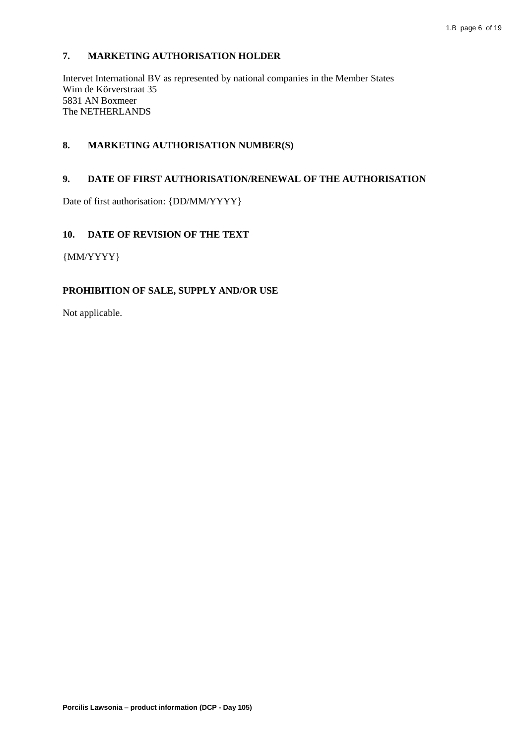## 7. MARKETING AUTHORISATION HOLDER

Intervet International BV as represented by national companies in the Member States
Wim de Körverstraat 35
5831 AN Boxmeer
The NETHERLANDS

## 8. MARKETING AUTHORISATION NUMBER(S)

## 9. DATE OF FIRST AUTHORISATION/RENEWAL OF THE AUTHORISATION

Date of first authorisation: {DD/MM/YYYY}

## 10. DATE OF REVISION OF THE TEXT

{MM/YYYY}

## PROHIBITION OF SALE, SUPPLY AND/OR USE

Not applicable.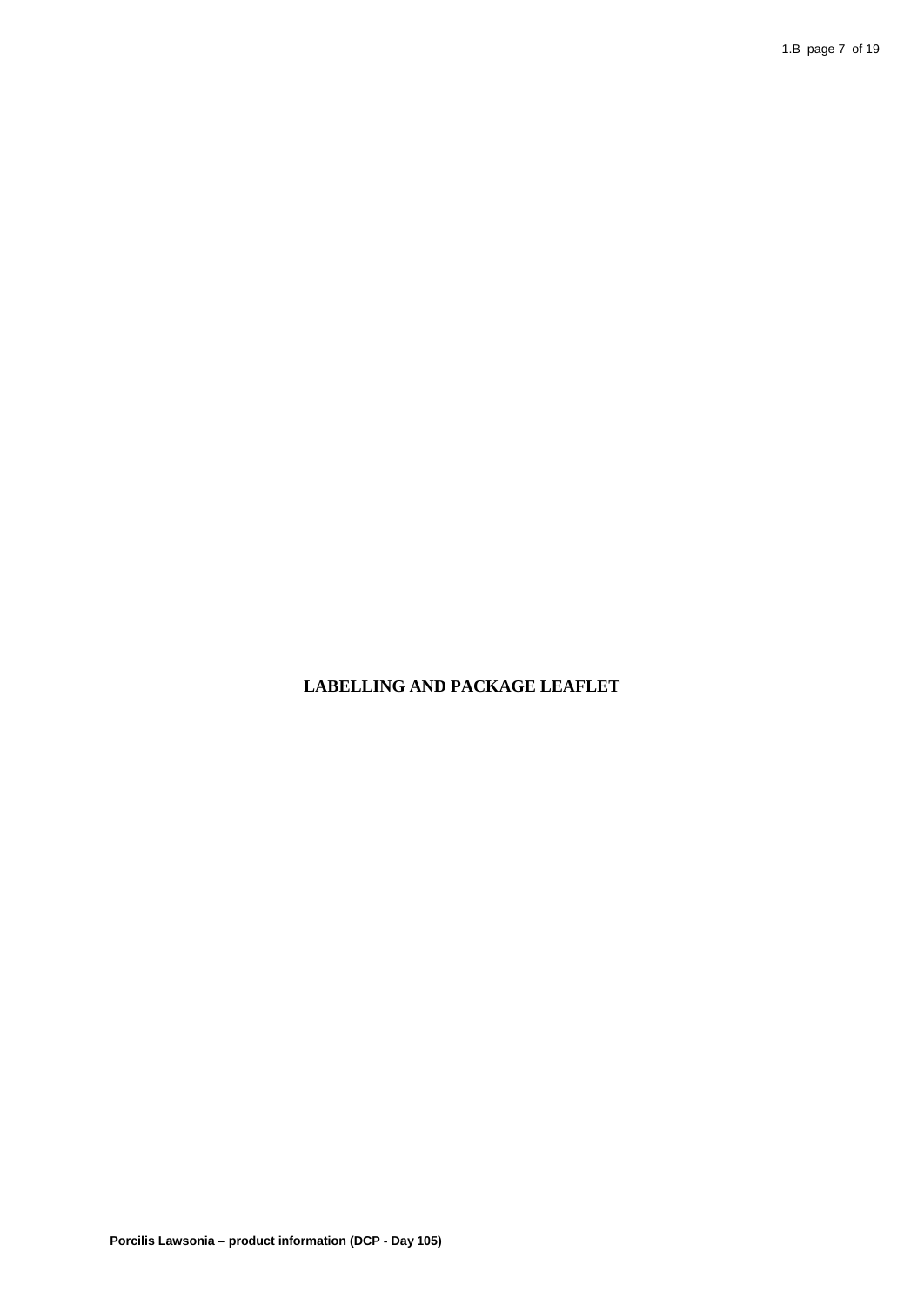# LABELLING AND PACKAGE LEAFLET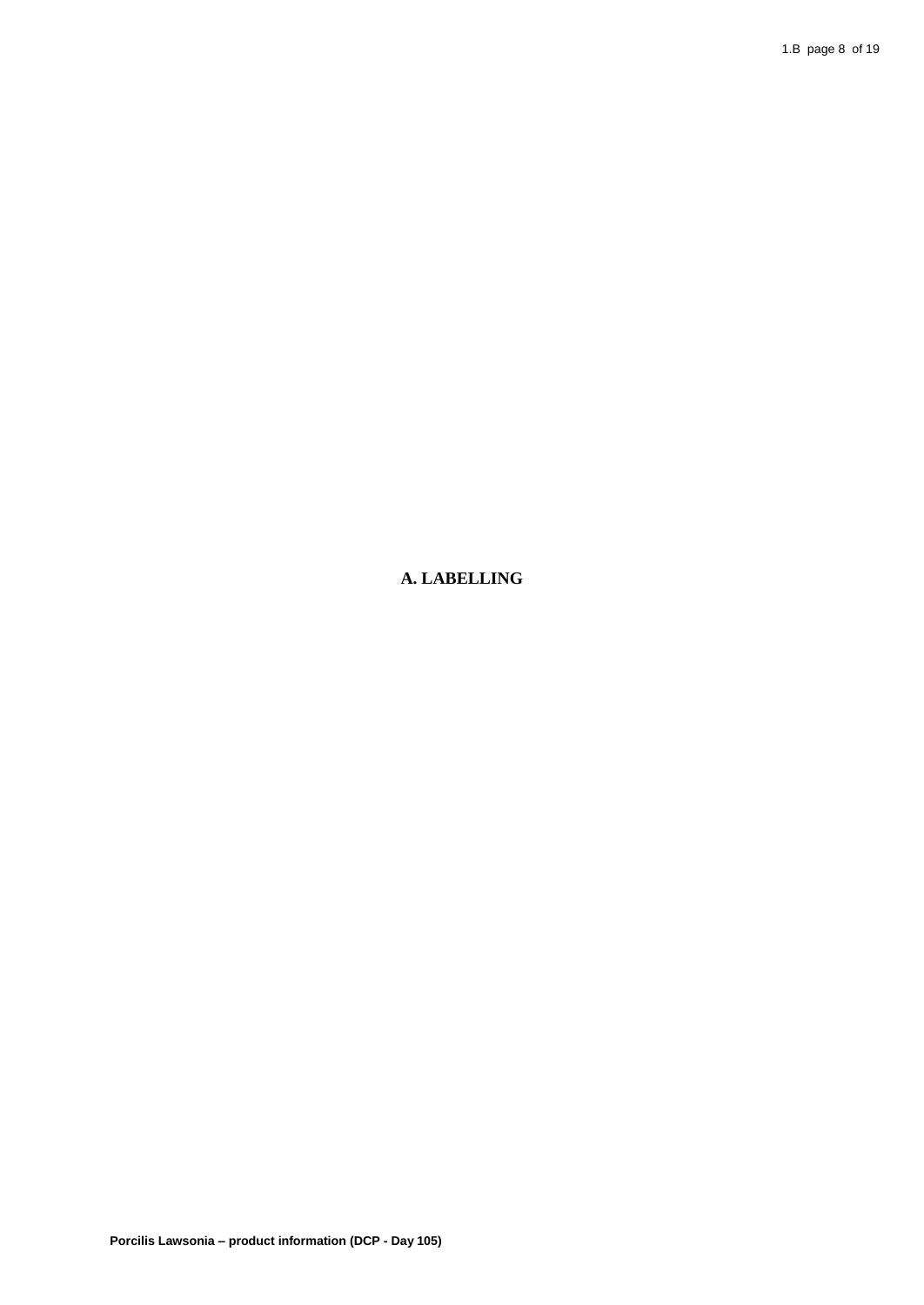# A. LABELLING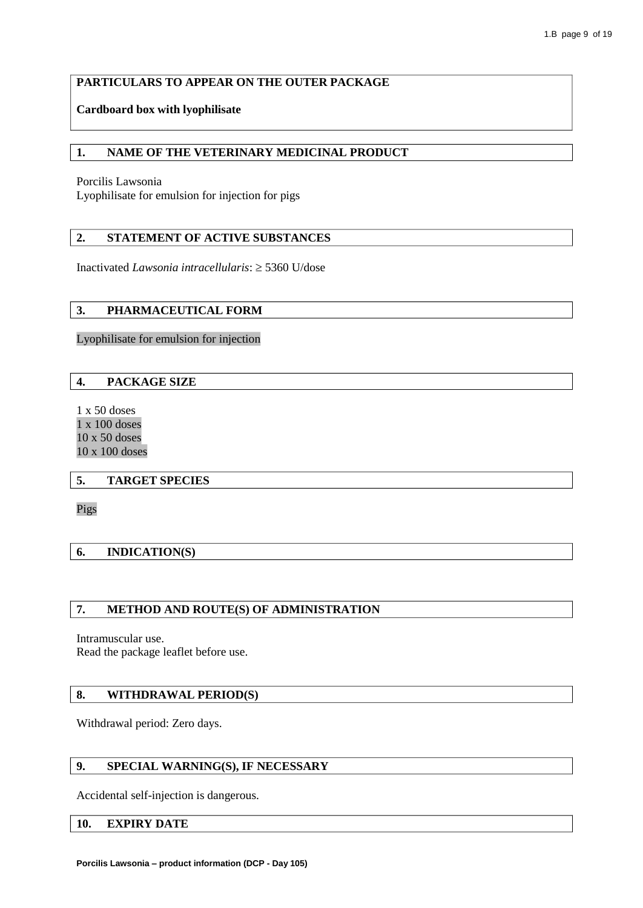**PARTICULARS TO APPEAR ON THE OUTER PACKAGE**

**Cardboard box with lyophilisate**

## 1. NAME OF THE VETERINARY MEDICINAL PRODUCT

Porcilis Lawsonia
Lyophilisate for emulsion for injection for pigs

## 2. STATEMENT OF ACTIVE SUBSTANCES

Inactivated *Lawsonia intracellularis*: ≥ 5360 U/dose

## 3. PHARMACEUTICAL FORM

Lyophilisate for emulsion for injection

## 4. PACKAGE SIZE

1 x 50 doses
1 x 100 doses
10 x 50 doses
10 x 100 doses

## 5. TARGET SPECIES

Pigs

## 6. INDICATION(S)

## 7. METHOD AND ROUTE(S) OF ADMINISTRATION

Intramuscular use.
Read the package leaflet before use.

## 8. WITHDRAWAL PERIOD(S)

Withdrawal period: Zero days.

## 9. SPECIAL WARNING(S), IF NECESSARY

Accidental self-injection is dangerous.

## 10. EXPIRY DATE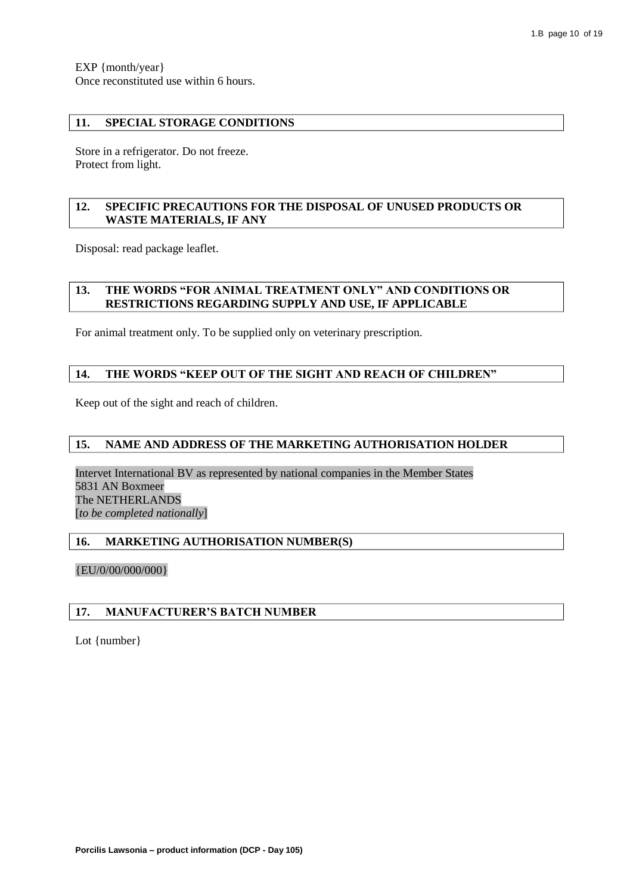EXP {month/year}
Once reconstituted use within 6 hours.

## 11. SPECIAL STORAGE CONDITIONS

Store in a refrigerator. Do not freeze.
Protect from light.

## 12. SPECIFIC PRECAUTIONS FOR THE DISPOSAL OF UNUSED PRODUCTS OR WASTE MATERIALS, IF ANY

Disposal: read package leaflet.

## 13. THE WORDS "FOR ANIMAL TREATMENT ONLY" AND CONDITIONS OR RESTRICTIONS REGARDING SUPPLY AND USE, IF APPLICABLE

For animal treatment only. To be supplied only on veterinary prescription.

## 14. THE WORDS "KEEP OUT OF THE SIGHT AND REACH OF CHILDREN"

Keep out of the sight and reach of children.

## 15. NAME AND ADDRESS OF THE MARKETING AUTHORISATION HOLDER

Intervet International BV as represented by national companies in the Member States
5831 AN Boxmeer
The NETHERLANDS
[*to be completed nationally*]

## 16. MARKETING AUTHORISATION NUMBER(S)

{EU/0/00/000/000}

## 17. MANUFACTURER'S BATCH NUMBER

Lot {number}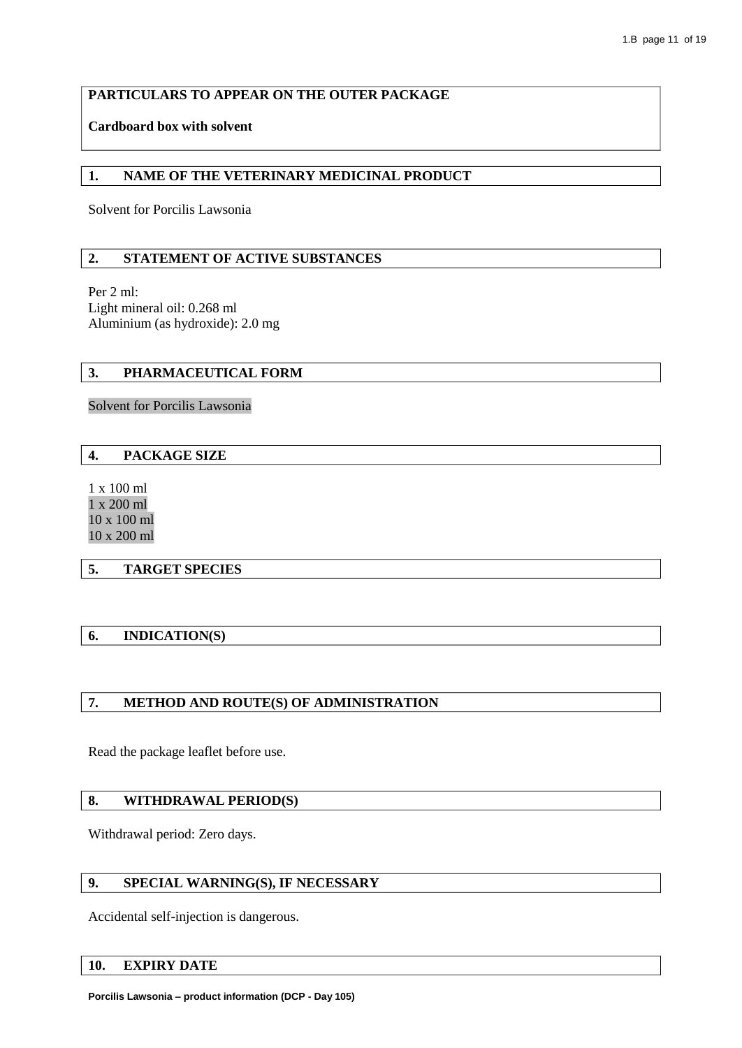**PARTICULARS TO APPEAR ON THE OUTER PACKAGE**

**Cardboard box with solvent**

## 1. NAME OF THE VETERINARY MEDICINAL PRODUCT

Solvent for Porcilis Lawsonia

## 2. STATEMENT OF ACTIVE SUBSTANCES

Per 2 ml:
Light mineral oil: 0.268 ml
Aluminium (as hydroxide): 2.0 mg

## 3. PHARMACEUTICAL FORM

Solvent for Porcilis Lawsonia

## 4. PACKAGE SIZE

1 x 100 ml
1 x 200 ml
10 x 100 ml
10 x 200 ml

## 5. TARGET SPECIES

## 6. INDICATION(S)

## 7. METHOD AND ROUTE(S) OF ADMINISTRATION

Read the package leaflet before use.

## 8. WITHDRAWAL PERIOD(S)

Withdrawal period: Zero days.

## 9. SPECIAL WARNING(S), IF NECESSARY

Accidental self-injection is dangerous.

## 10. EXPIRY DATE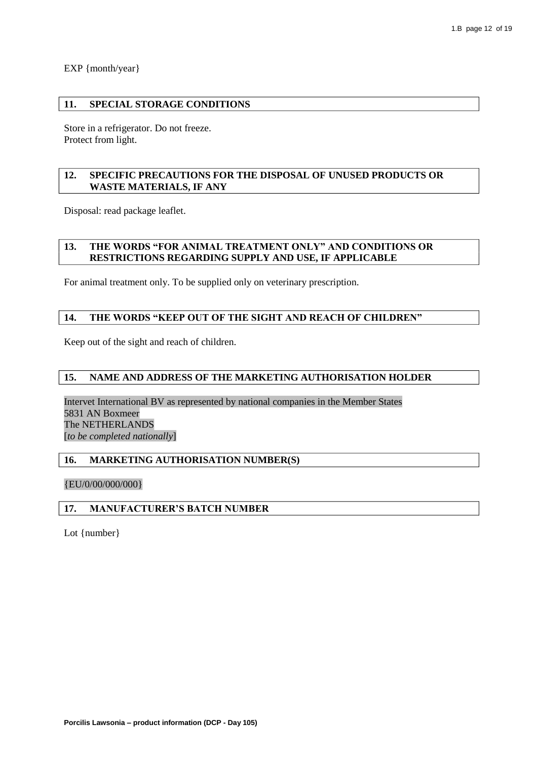EXP {month/year}

## 11. SPECIAL STORAGE CONDITIONS

Store in a refrigerator. Do not freeze.
Protect from light.

## 12. SPECIFIC PRECAUTIONS FOR THE DISPOSAL OF UNUSED PRODUCTS OR WASTE MATERIALS, IF ANY

Disposal: read package leaflet.

## 13. THE WORDS "FOR ANIMAL TREATMENT ONLY" AND CONDITIONS OR RESTRICTIONS REGARDING SUPPLY AND USE, IF APPLICABLE

For animal treatment only. To be supplied only on veterinary prescription.

## 14. THE WORDS "KEEP OUT OF THE SIGHT AND REACH OF CHILDREN"

Keep out of the sight and reach of children.

## 15. NAME AND ADDRESS OF THE MARKETING AUTHORISATION HOLDER

Intervet International BV as represented by national companies in the Member States
5831 AN Boxmeer
The NETHERLANDS
[*to be completed nationally*]

## 16. MARKETING AUTHORISATION NUMBER(S)

{EU/0/00/000/000}

## 17. MANUFACTURER'S BATCH NUMBER

Lot {number}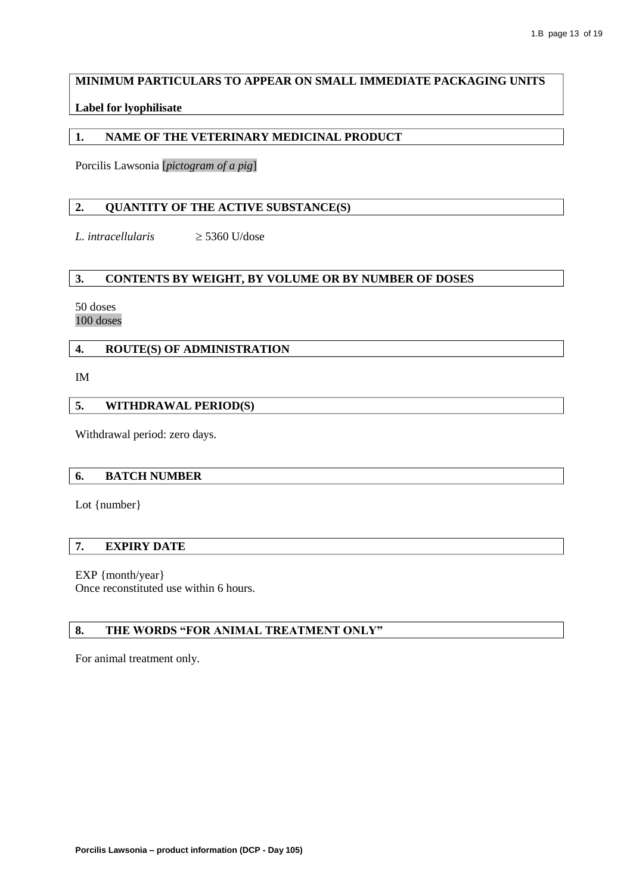**MINIMUM PARTICULARS TO APPEAR ON SMALL IMMEDIATE PACKAGING UNITS**

**Label for lyophilisate**

## 1. NAME OF THE VETERINARY MEDICINAL PRODUCT

Porcilis Lawsonia [*pictogram of a pig*]

## 2. QUANTITY OF THE ACTIVE SUBSTANCE(S)

*L. intracellularis* ≥ 5360 U/dose

## 3. CONTENTS BY WEIGHT, BY VOLUME OR BY NUMBER OF DOSES

50 doses
100 doses

## 4. ROUTE(S) OF ADMINISTRATION

IM

## 5. WITHDRAWAL PERIOD(S)

Withdrawal period: zero days.

## 6. BATCH NUMBER

Lot {number}

## 7. EXPIRY DATE

EXP {month/year}
Once reconstituted use within 6 hours.

## 8. THE WORDS "FOR ANIMAL TREATMENT ONLY"

For animal treatment only.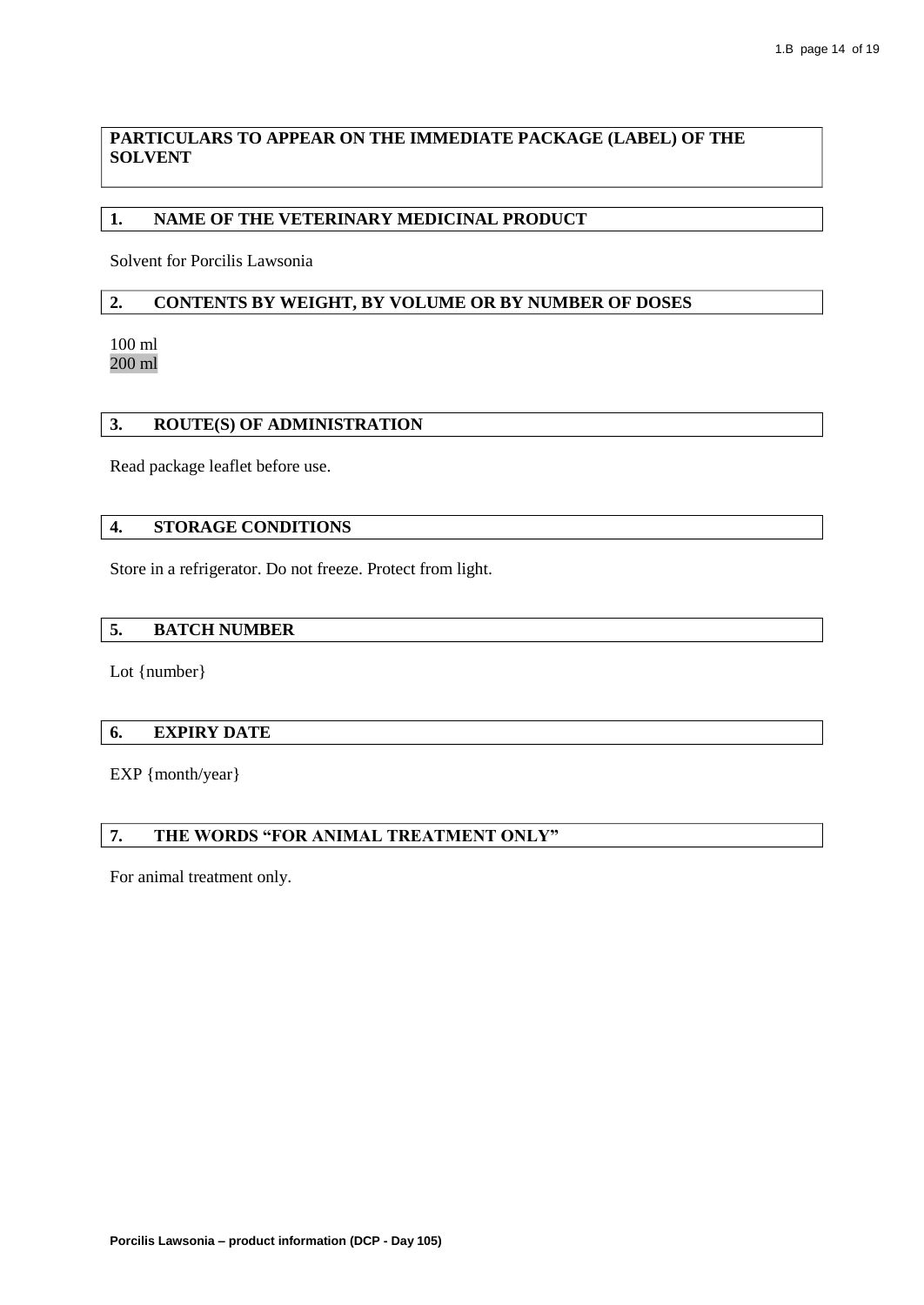**PARTICULARS TO APPEAR ON THE IMMEDIATE PACKAGE (LABEL) OF THE SOLVENT**

## 1. NAME OF THE VETERINARY MEDICINAL PRODUCT

Solvent for Porcilis Lawsonia

## 2. CONTENTS BY WEIGHT, BY VOLUME OR BY NUMBER OF DOSES

100 ml
200 ml

## 3. ROUTE(S) OF ADMINISTRATION

Read package leaflet before use.

## 4. STORAGE CONDITIONS

Store in a refrigerator. Do not freeze. Protect from light.

## 5. BATCH NUMBER

Lot {number}

## 6. EXPIRY DATE

EXP {month/year}

## 7. THE WORDS "FOR ANIMAL TREATMENT ONLY"

For animal treatment only.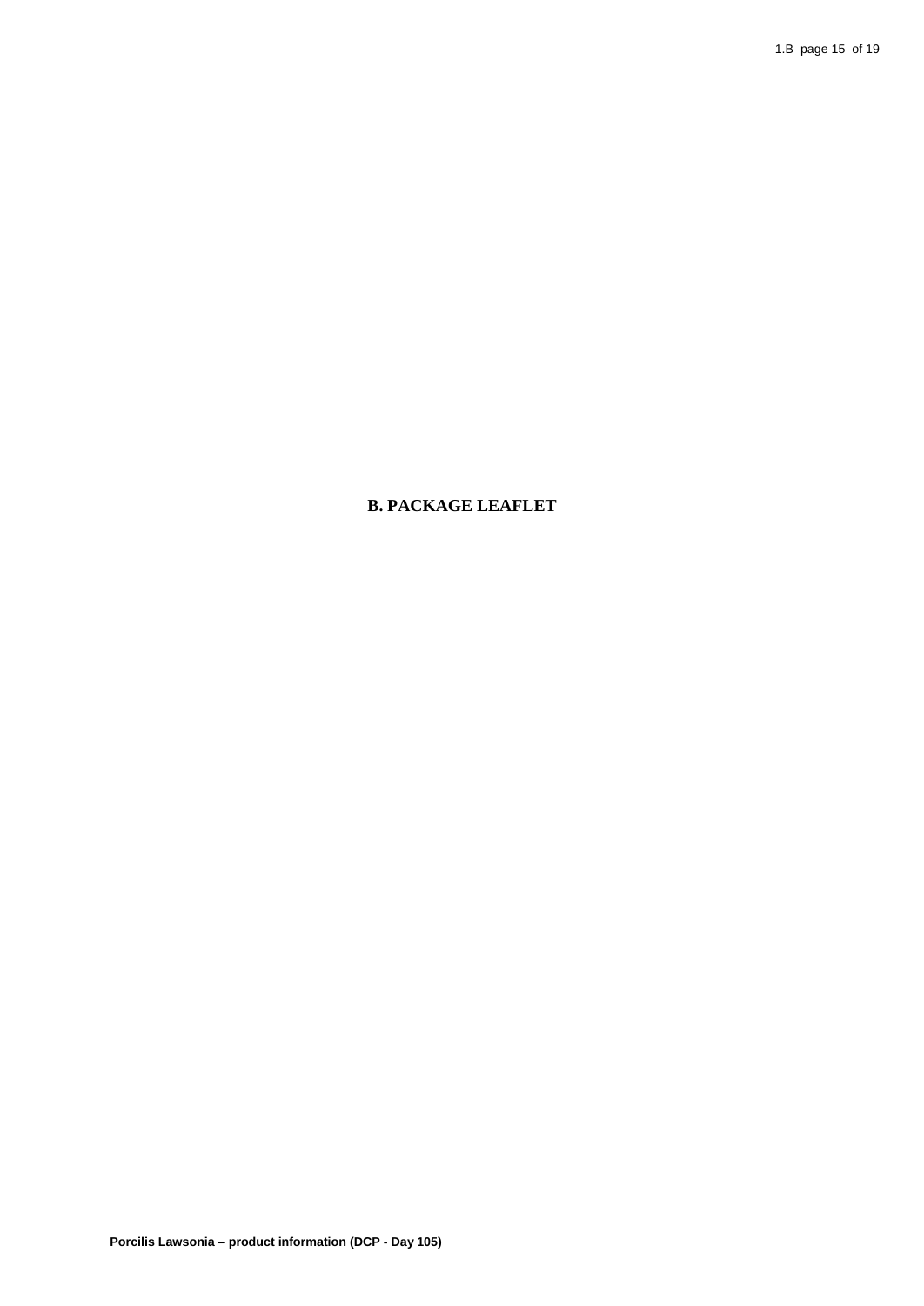# B. PACKAGE LEAFLET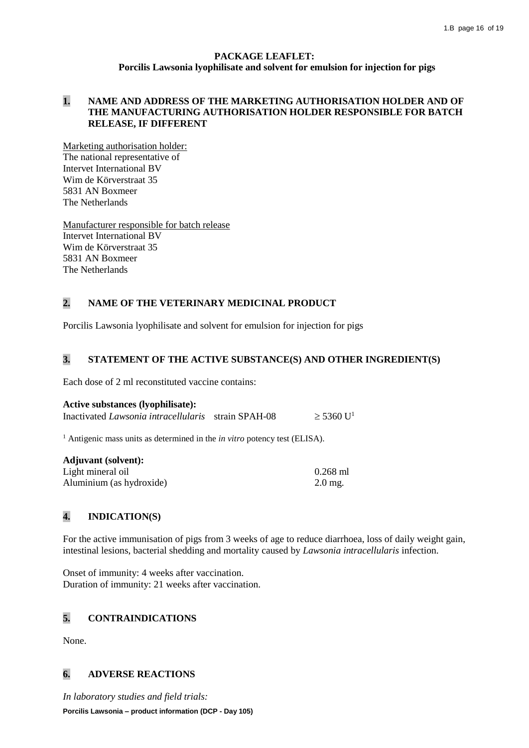**PACKAGE LEAFLET:**
**Porcilis Lawsonia lyophilisate and solvent for emulsion for injection for pigs**

## 1. NAME AND ADDRESS OF THE MARKETING AUTHORISATION HOLDER AND OF THE MANUFACTURING AUTHORISATION HOLDER RESPONSIBLE FOR BATCH RELEASE, IF DIFFERENT

Marketing authorisation holder:
The national representative of
Intervet International BV
Wim de Körverstraat 35
5831 AN Boxmeer
The Netherlands

Manufacturer responsible for batch release
Intervet International BV
Wim de Körverstraat 35
5831 AN Boxmeer
The Netherlands

## 2. NAME OF THE VETERINARY MEDICINAL PRODUCT

Porcilis Lawsonia lyophilisate and solvent for emulsion for injection for pigs

## 3. STATEMENT OF THE ACTIVE SUBSTANCE(S) AND OTHER INGREDIENT(S)

Each dose of 2 ml reconstituted vaccine contains:

**Active substances (lyophilisate):**

| | |
|---|---|
| Inactivated *Lawsonia intracellularis* strain SPAH-08 | ≥ 5360 U[1] |

[1] Antigenic mass units as determined in the *in vitro* potency test (ELISA).

**Adjuvant (solvent):**

| | |
|---|---|
| Light mineral oil | 0.268 ml |
| Aluminium (as hydroxide) | 2.0 mg. |

## 4. INDICATION(S)

For the active immunisation of pigs from 3 weeks of age to reduce diarrhoea, loss of daily weight gain, intestinal lesions, bacterial shedding and mortality caused by *Lawsonia intracellularis* infection.

Onset of immunity: 4 weeks after vaccination.
Duration of immunity: 21 weeks after vaccination.

## 5. CONTRAINDICATIONS

None.

## 6. ADVERSE REACTIONS

*In laboratory studies and field trials:*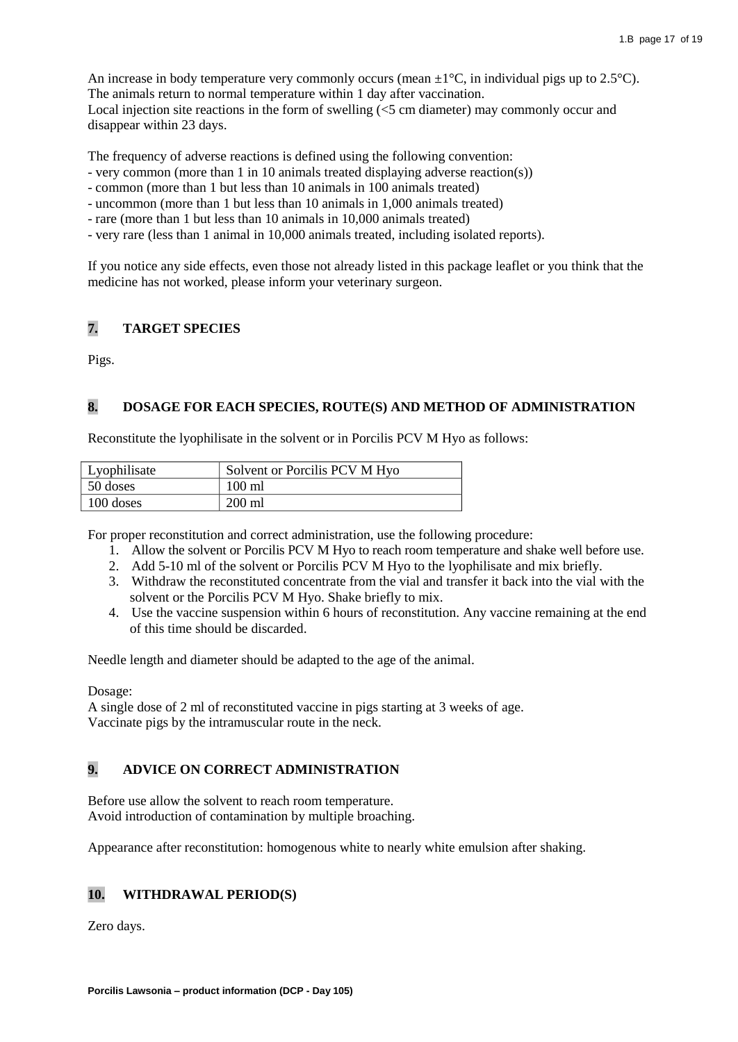An increase in body temperature very commonly occurs (mean ±1°C, in individual pigs up to 2.5°C). The animals return to normal temperature within 1 day after vaccination.
Local injection site reactions in the form of swelling (<5 cm diameter) may commonly occur and disappear within 23 days.

The frequency of adverse reactions is defined using the following convention:
- very common (more than 1 in 10 animals treated displaying adverse reaction(s))
- common (more than 1 but less than 10 animals in 100 animals treated)
- uncommon (more than 1 but less than 10 animals in 1,000 animals treated)
- rare (more than 1 but less than 10 animals in 10,000 animals treated)
- very rare (less than 1 animal in 10,000 animals treated, including isolated reports).

If you notice any side effects, even those not already listed in this package leaflet or you think that the medicine has not worked, please inform your veterinary surgeon.

## 7. TARGET SPECIES

Pigs.

## 8. DOSAGE FOR EACH SPECIES, ROUTE(S) AND METHOD OF ADMINISTRATION

Reconstitute the lyophilisate in the solvent or in Porcilis PCV M Hyo as follows:

| Lyophilisate | Solvent or Porcilis PCV M Hyo |
|---|---|
| 50 doses | 100 ml |
| 100 doses | 200 ml |

For proper reconstitution and correct administration, use the following procedure:

1. Allow the solvent or Porcilis PCV M Hyo to reach room temperature and shake well before use.
2. Add 5-10 ml of the solvent or Porcilis PCV M Hyo to the lyophilisate and mix briefly.
3. Withdraw the reconstituted concentrate from the vial and transfer it back into the vial with the solvent or the Porcilis PCV M Hyo. Shake briefly to mix.
4. Use the vaccine suspension within 6 hours of reconstitution. Any vaccine remaining at the end of this time should be discarded.

Needle length and diameter should be adapted to the age of the animal.

Dosage:
A single dose of 2 ml of reconstituted vaccine in pigs starting at 3 weeks of age.
Vaccinate pigs by the intramuscular route in the neck.

## 9. ADVICE ON CORRECT ADMINISTRATION

Before use allow the solvent to reach room temperature.
Avoid introduction of contamination by multiple broaching.

Appearance after reconstitution: homogenous white to nearly white emulsion after shaking.

## 10. WITHDRAWAL PERIOD(S)

Zero days.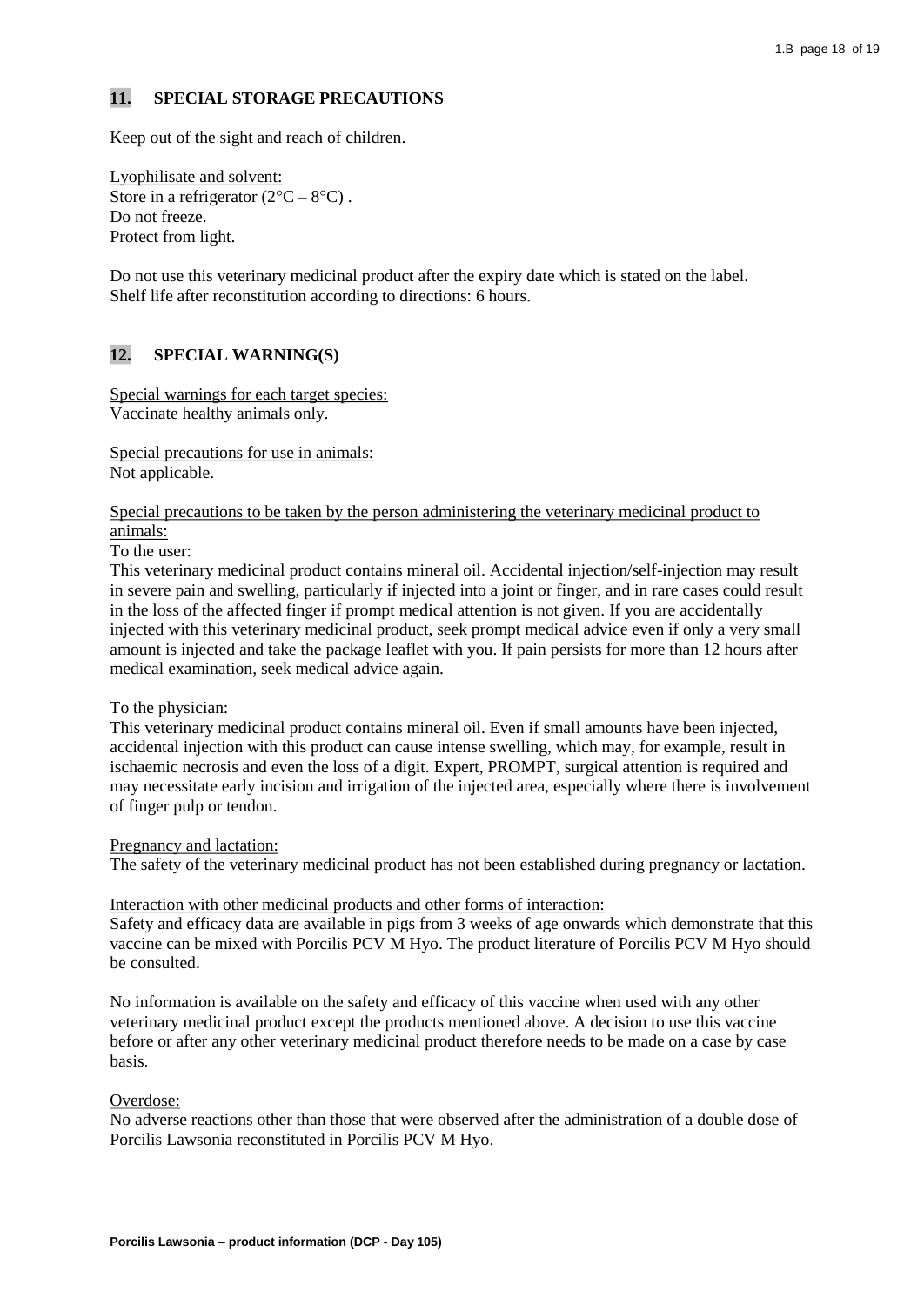## 11. SPECIAL STORAGE PRECAUTIONS

Keep out of the sight and reach of children.

Lyophilisate and solvent:
Store in a refrigerator (2°C – 8°C) .
Do not freeze.
Protect from light.

Do not use this veterinary medicinal product after the expiry date which is stated on the label.
Shelf life after reconstitution according to directions: 6 hours.

## 12. SPECIAL WARNING(S)

Special warnings for each target species:
Vaccinate healthy animals only.

Special precautions for use in animals:
Not applicable.

Special precautions to be taken by the person administering the veterinary medicinal product to animals:
To the user:
This veterinary medicinal product contains mineral oil. Accidental injection/self-injection may result in severe pain and swelling, particularly if injected into a joint or finger, and in rare cases could result in the loss of the affected finger if prompt medical attention is not given. If you are accidentally injected with this veterinary medicinal product, seek prompt medical advice even if only a very small amount is injected and take the package leaflet with you. If pain persists for more than 12 hours after medical examination, seek medical advice again.

To the physician:
This veterinary medicinal product contains mineral oil. Even if small amounts have been injected, accidental injection with this product can cause intense swelling, which may, for example, result in ischaemic necrosis and even the loss of a digit. Expert, PROMPT, surgical attention is required and may necessitate early incision and irrigation of the injected area, especially where there is involvement of finger pulp or tendon.

Pregnancy and lactation:
The safety of the veterinary medicinal product has not been established during pregnancy or lactation.

Interaction with other medicinal products and other forms of interaction:
Safety and efficacy data are available in pigs from 3 weeks of age onwards which demonstrate that this vaccine can be mixed with Porcilis PCV M Hyo. The product literature of Porcilis PCV M Hyo should be consulted.

No information is available on the safety and efficacy of this vaccine when used with any other veterinary medicinal product except the products mentioned above. A decision to use this vaccine before or after any other veterinary medicinal product therefore needs to be made on a case by case basis.

Overdose:
No adverse reactions other than those that were observed after the administration of a double dose of Porcilis Lawsonia reconstituted in Porcilis PCV M Hyo.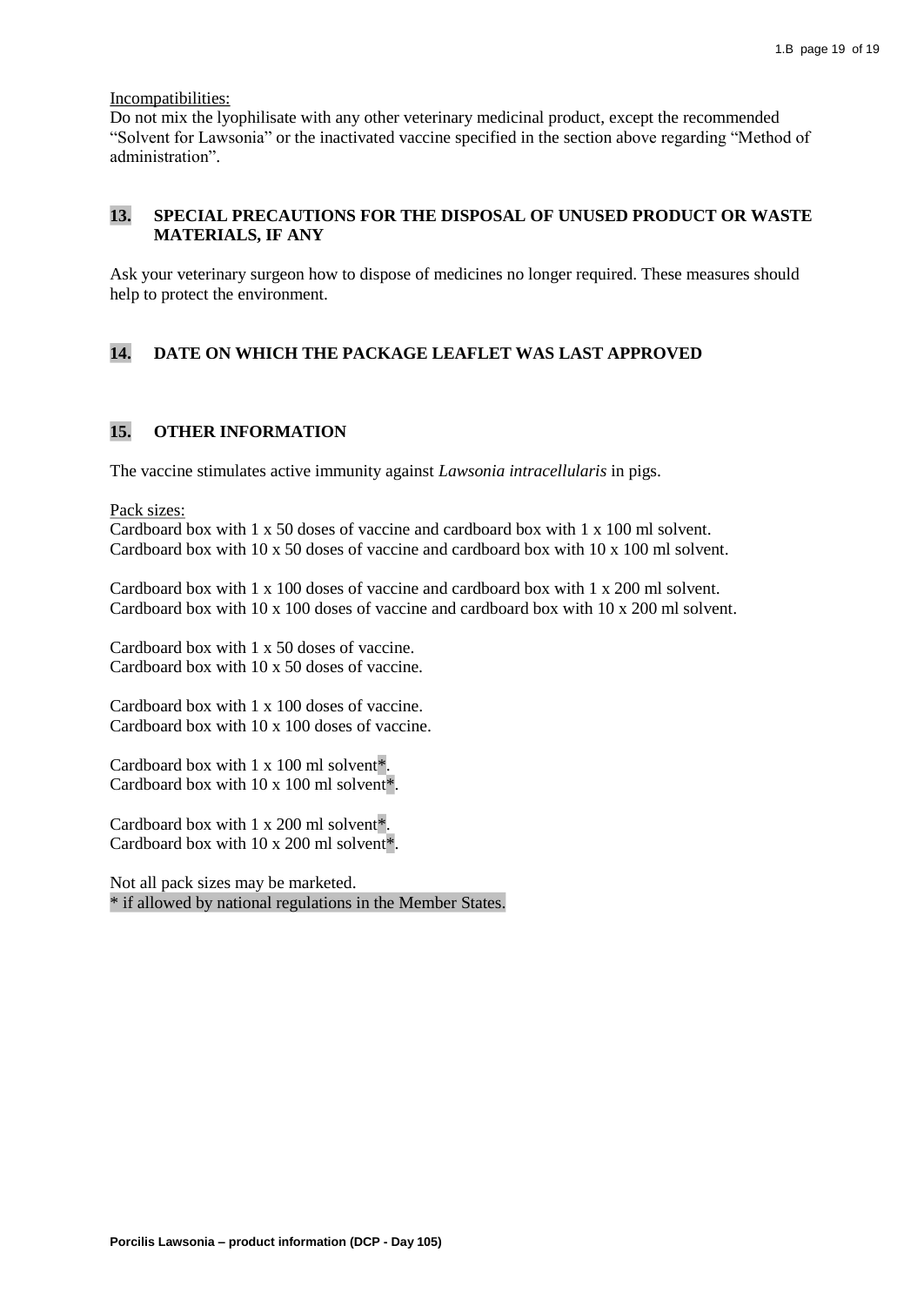Incompatibilities:

Do not mix the lyophilisate with any other veterinary medicinal product, except the recommended “Solvent for Lawsonia” or the inactivated vaccine specified in the section above regarding “Method of administration”.

## 13. SPECIAL PRECAUTIONS FOR THE DISPOSAL OF UNUSED PRODUCT OR WASTE MATERIALS, IF ANY

Ask your veterinary surgeon how to dispose of medicines no longer required. These measures should help to protect the environment.

## 14. DATE ON WHICH THE PACKAGE LEAFLET WAS LAST APPROVED

## 15. OTHER INFORMATION

The vaccine stimulates active immunity against *Lawsonia intracellularis* in pigs.

Pack sizes:

Cardboard box with 1 x 50 doses of vaccine and cardboard box with 1 x 100 ml solvent.
Cardboard box with 10 x 50 doses of vaccine and cardboard box with 10 x 100 ml solvent.

Cardboard box with 1 x 100 doses of vaccine and cardboard box with 1 x 200 ml solvent.
Cardboard box with 10 x 100 doses of vaccine and cardboard box with 10 x 200 ml solvent.

Cardboard box with 1 x 50 doses of vaccine.
Cardboard box with 10 x 50 doses of vaccine.

Cardboard box with 1 x 100 doses of vaccine.
Cardboard box with 10 x 100 doses of vaccine.

Cardboard box with 1 x 100 ml solvent*.
Cardboard box with 10 x 100 ml solvent*.

Cardboard box with 1 x 200 ml solvent*.
Cardboard box with 10 x 200 ml solvent*.

Not all pack sizes may be marketed.
* if allowed by national regulations in the Member States.